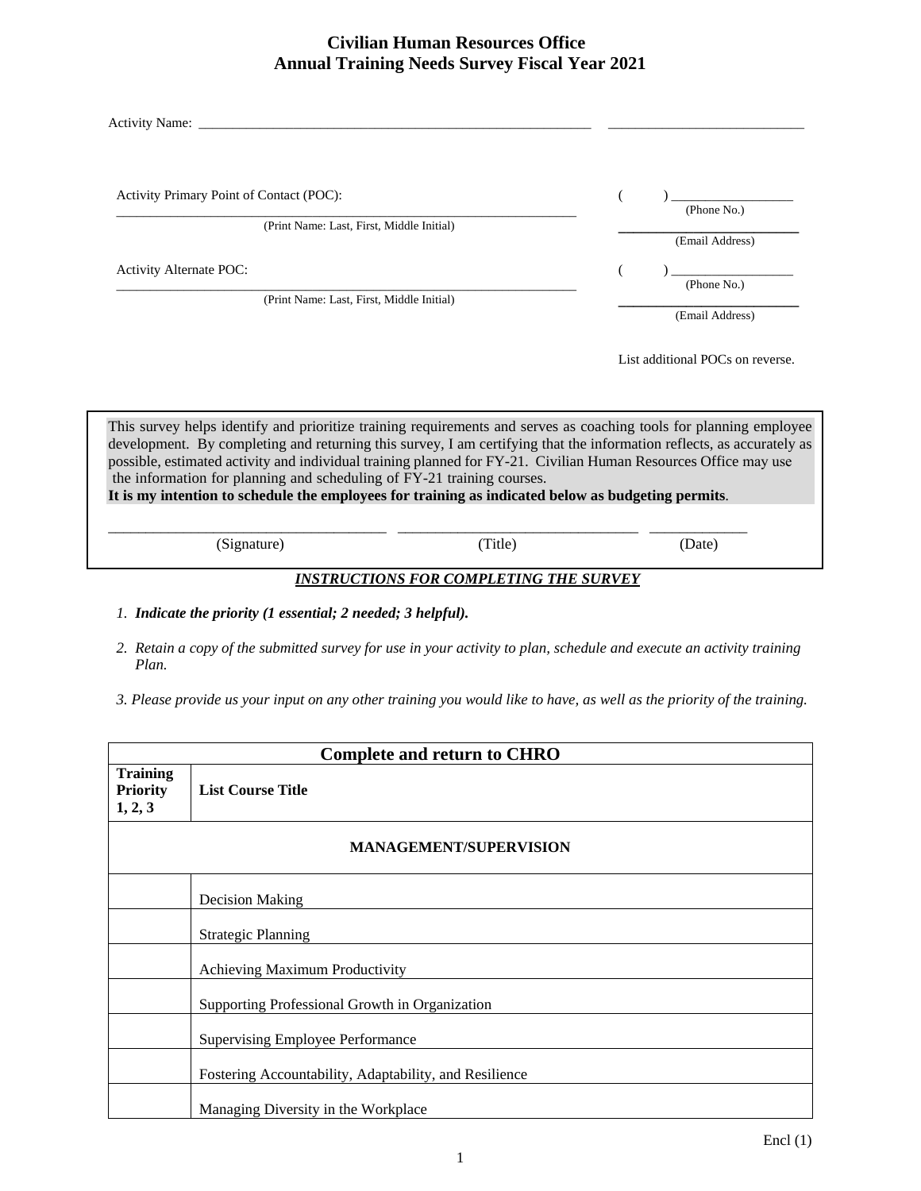# Civilian Human Resources Office
# Annual Training Needs Survey Fiscal Year 2021

Activity Name: ___________________________________________________________ ____________________________

Activity Primary Point of Contact (POC): ( ) __________________
(Phone No.)

_______________________________________________________________________
(Print Name: Last, First, Middle Initial)

__________________________
(Email Address)

Activity Alternate POC: ( ) __________________
(Phone No.)

_______________________________________________________________________
(Print Name: Last, First, Middle Initial)

__________________________
(Email Address)

List additional POCs on reverse.

This survey helps identify and prioritize training requirements and serves as coaching tools for planning employee development. By completing and returning this survey, I am certifying that the information reflects, as accurately as possible, estimated activity and individual training planned for FY-21. Civilian Human Resources Office may use the information for planning and scheduling of FY-21 training courses.
**It is my intention to schedule the employees for training as indicated below as budgeting permits**.

______________________________________ ________________________________ _____________
(Signature) (Title) (Date)

***INSTRUCTIONS FOR COMPLETING THE SURVEY***

1. ***Indicate the priority (1 essential; 2 needed; 3 helpful).***
2. *Retain a copy of the submitted survey for use in your activity to plan, schedule and execute an activity training Plan.*
3. *Please provide us your input on any other training you would like to have, as well as the priority of the training.*

| **Complete and return to CHRO** | |
|---|---|
| **Training Priority 1, 2, 3** | **List Course Title** |
| | **MANAGEMENT/SUPERVISION** |
| | Decision Making |
| | Strategic Planning |
| | Achieving Maximum Productivity |
| | Supporting Professional Growth in Organization |
| | Supervising Employee Performance |
| | Fostering Accountability, Adaptability, and Resilience |
| | Managing Diversity in the Workplace |

Encl (1)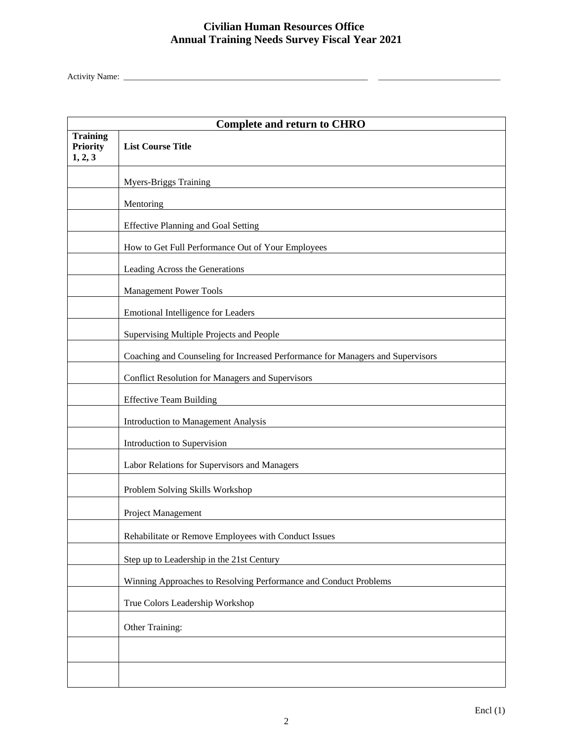# Civilian Human Resources Office
## Annual Training Needs Survey Fiscal Year 2021

Activity Name: ____________________________________________________________ ______________________________

| Complete and return to CHRO | |
|---|---|
| **Training Priority 1, 2, 3** | **List Course Title** |
| | Myers-Briggs Training |
| | Mentoring |
| | Effective Planning and Goal Setting |
| | How to Get Full Performance Out of Your Employees |
| | Leading Across the Generations |
| | Management Power Tools |
| | Emotional Intelligence for Leaders |
| | Supervising Multiple Projects and People |
| | Coaching and Counseling for Increased Performance for Managers and Supervisors |
| | Conflict Resolution for Managers and Supervisors |
| | Effective Team Building |
| | Introduction to Management Analysis |
| | Introduction to Supervision |
| | Labor Relations for Supervisors and Managers |
| | Problem Solving Skills Workshop |
| | Project Management |
| | Rehabilitate or Remove Employees with Conduct Issues |
| | Step up to Leadership in the 21st Century |
| | Winning Approaches to Resolving Performance and Conduct Problems |
| | True Colors Leadership Workshop |
| | Other Training: |
| | |
| | |

Encl (1)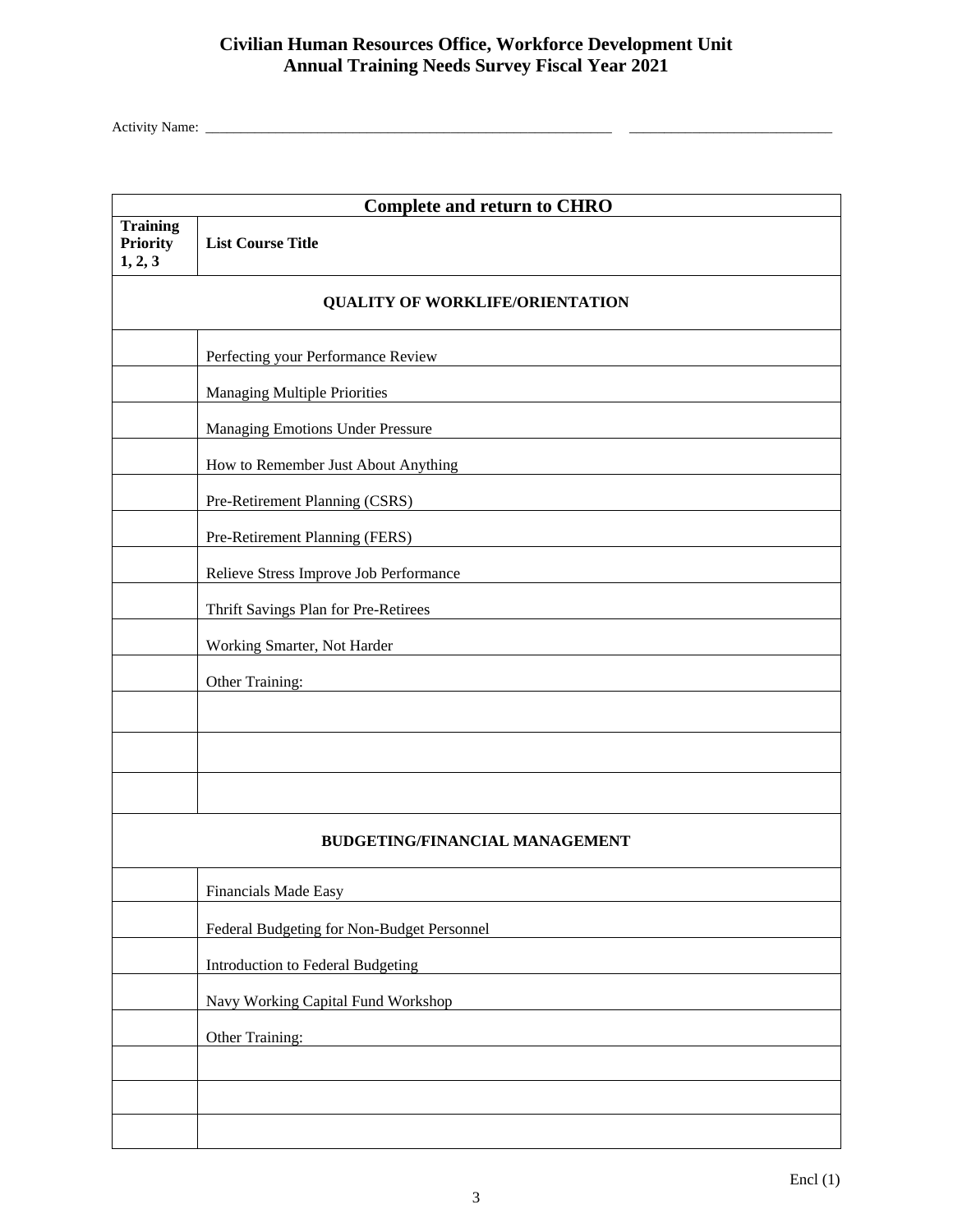# Civilian Human Resources Office, Workforce Development Unit
## Annual Training Needs Survey Fiscal Year 2021

Activity Name: ____________________________________________________________ ______________________________

| Complete and return to CHRO | |
|---|---|
| **Training Priority 1, 2, 3** | **List Course Title** |
| **QUALITY OF WORKLIFE/ORIENTATION** | |
| | Perfecting your Performance Review |
| | Managing Multiple Priorities |
| | Managing Emotions Under Pressure |
| | How to Remember Just About Anything |
| | Pre-Retirement Planning (CSRS) |
| | Pre-Retirement Planning (FERS) |
| | Relieve Stress Improve Job Performance |
| | Thrift Savings Plan for Pre-Retirees |
| | Working Smarter, Not Harder |
| | Other Training: |
| | |
| | |
| | |
| **BUDGETING/FINANCIAL MANAGEMENT** | |
| | Financials Made Easy |
| | Federal Budgeting for Non-Budget Personnel |
| | Introduction to Federal Budgeting |
| | Navy Working Capital Fund Workshop |
| | Other Training: |
| | |
| | |
| | |

Encl (1)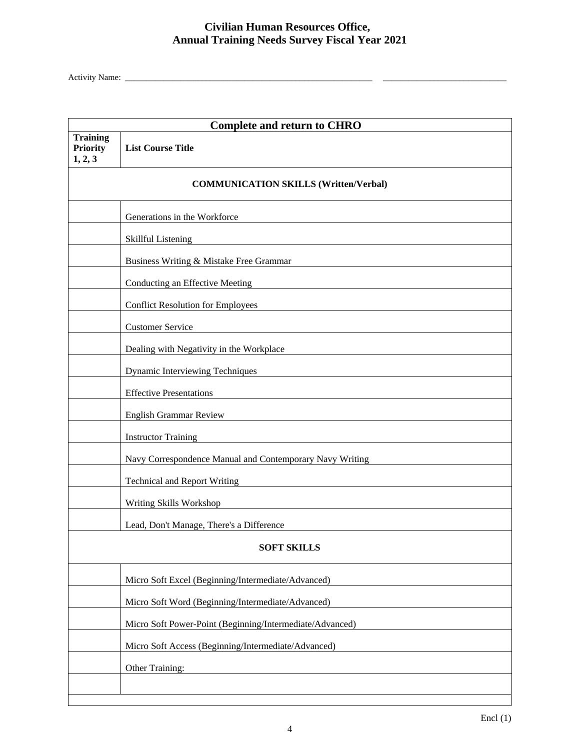## Civilian Human Resources Office,
## Annual Training Needs Survey Fiscal Year 2021

Activity Name: ___________________________________________________________ ____________________________

| Complete and return to CHRO | |
|---|---|
| **Training Priority 1, 2, 3** | **List Course Title** |
| | **COMMUNICATION SKILLS (Written/Verbal)** |
| | Generations in the Workforce |
| | Skillful Listening |
| | Business Writing & Mistake Free Grammar |
| | Conducting an Effective Meeting |
| | Conflict Resolution for Employees |
| | Customer Service |
| | Dealing with Negativity in the Workplace |
| | Dynamic Interviewing Techniques |
| | Effective Presentations |
| | English Grammar Review |
| | Instructor Training |
| | Navy Correspondence Manual and Contemporary Navy Writing |
| | Technical and Report Writing |
| | Writing Skills Workshop |
| | Lead, Don't Manage, There's a Difference |
| | **SOFT SKILLS** |
| | Micro Soft Excel (Beginning/Intermediate/Advanced) |
| | Micro Soft Word (Beginning/Intermediate/Advanced) |
| | Micro Soft Power-Point (Beginning/Intermediate/Advanced) |
| | Micro Soft Access (Beginning/Intermediate/Advanced) |
| | Other Training: |
| | |

Encl (1)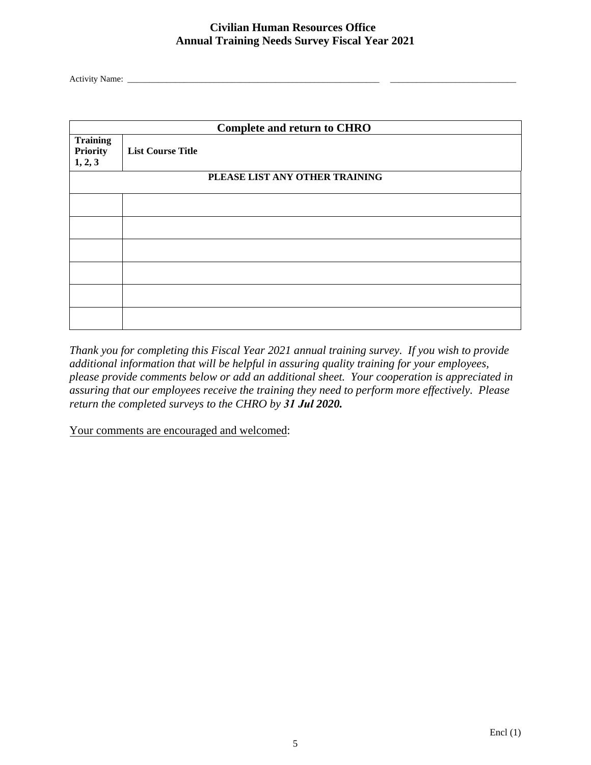# Civilian Human Resources Office
## Annual Training Needs Survey Fiscal Year 2021

Activity Name: ___________________________________________________________ ____________________________

| Complete and return to CHRO | |
|---|---|
| **Training Priority 1, 2, 3** | **List Course Title** |
| **PLEASE LIST ANY OTHER TRAINING** | |
| | |
| | |
| | |
| | |
| | |
| | |

*Thank you for completing this Fiscal Year 2021 annual training survey. If you wish to provide additional information that will be helpful in assuring quality training for your employees, please provide comments below or add an additional sheet. Your cooperation is appreciated in assuring that our employees receive the training they need to perform more effectively. Please return the completed surveys to the CHRO by* ***31 Jul 2020.***

<u>Your comments are encouraged and welcomed</u>:

Encl (1)